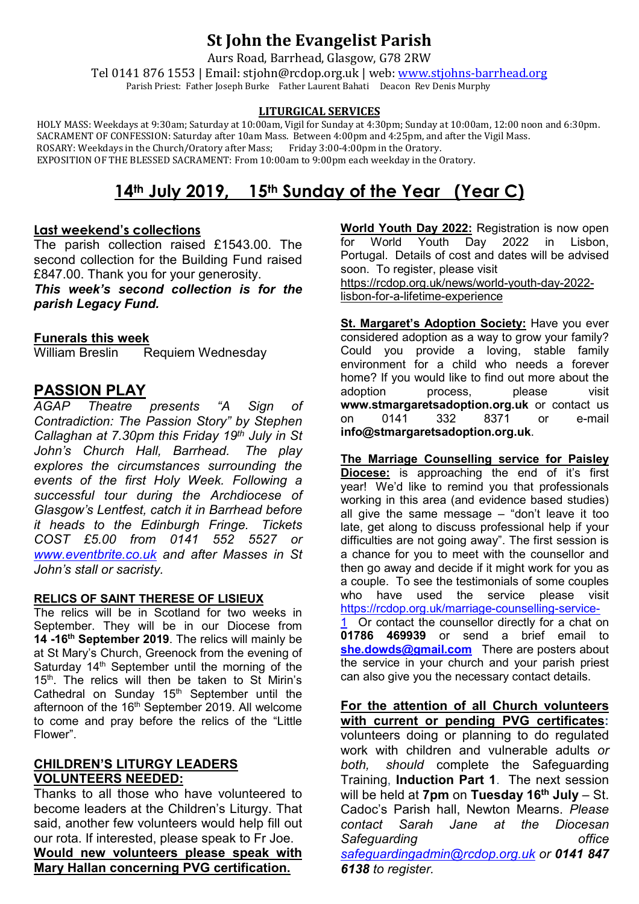# St John the Evangelist Parish

Aurs Road, Barrhead, Glasgow, G78 2RW

Tel 0141 876 1553 | Email: stjohn@rcdop.org.uk | web: www.stjohns-barrhead.org

Parish Priest: Father Joseph Burke Father Laurent Bahati Deacon Rev Denis Murphy

**LITURGICAL SERVICES**

HOLY MASS: Weekdays at 9:30am; Saturday at 10:00am, Vigil for Sunday at 4:30pm; Sunday at 10:00am, 12:00 noon and 6:30pm.
SACRAMENT OF CONFESSION: Saturday after 10am Mass. Between 4:00pm and 4:25pm, and after the Vigil Mass.
ROSARY: Weekdays in the Church/Oratory after Mass; Friday 3:00-4:00pm in the Oratory.
EXPOSITION OF THE BLESSED SACRAMENT: From 10:00am to 9:00pm each weekday in the Oratory.

## 14th July 2019, 15th Sunday of the Year (Year C)

### Last weekend's collections

The parish collection raised £1543.00. The second collection for the Building Fund raised £847.00. Thank you for your generosity.

***This week's second collection is for the parish Legacy Fund.***

### Funerals this week

William Breslin Requiem Wednesday

## PASSION PLAY

*AGAP Theatre presents "A Sign of Contradiction: The Passion Story" by Stephen Callaghan at 7.30pm this Friday 19th July in St John's Church Hall, Barrhead. The play explores the circumstances surrounding the events of the first Holy Week. Following a successful tour during the Archdiocese of Glasgow's Lentfest, catch it in Barrhead before it heads to the Edinburgh Fringe. Tickets COST £5.00 from 0141 552 5527 or www.eventbrite.co.uk and after Masses in St John's stall or sacristy.*

### RELICS OF SAINT THERESE OF LISIEUX

The relics will be in Scotland for two weeks in September. They will be in our Diocese from **14 -16th September 2019**. The relics will mainly be at St Mary's Church, Greenock from the evening of Saturday 14th September until the morning of the 15th. The relics will then be taken to St Mirin's Cathedral on Sunday 15th September until the afternoon of the 16th September 2019. All welcome to come and pray before the relics of the "Little Flower".

### CHILDREN'S LITURGY LEADERS VOLUNTEERS NEEDED:

Thanks to all those who have volunteered to become leaders at the Children's Liturgy. That said, another few volunteers would help fill out our rota. If interested, please speak to Fr Joe.

**Would new volunteers please speak with Mary Hallan concerning PVG certification.**

**World Youth Day 2022:** Registration is now open for World Youth Day 2022 in Lisbon, Portugal. Details of cost and dates will be advised soon. To register, please visit https://rcdop.org.uk/news/world-youth-day-2022-lisbon-for-a-lifetime-experience

**St. Margaret's Adoption Society:** Have you ever considered adoption as a way to grow your family? Could you provide a loving, stable family environment for a child who needs a forever home? If you would like to find out more about the adoption process, please visit **www.stmargaretsadoption.org.uk** or contact us on 0141 332 8371 or e-mail **info@stmargaretsadoption.org.uk**.

**The Marriage Counselling service for Paisley Diocese:** is approaching the end of it's first year! We'd like to remind you that professionals working in this area (and evidence based studies) all give the same message – "don't leave it too late, get along to discuss professional help if your difficulties are not going away". The first session is a chance for you to meet with the counsellor and then go away and decide if it might work for you as a couple. To see the testimonials of some couples who have used the service please visit https://rcdop.org.uk/marriage-counselling-service-1 Or contact the counsellor directly for a chat on **01786 469939** or send a brief email to **she.dowds@gmail.com** There are posters about the service in your church and your parish priest can also give you the necessary contact details.

**For the attention of all Church volunteers with current or pending PVG certificates:** volunteers doing or planning to do regulated work with children and vulnerable adults *or both, should* complete the Safeguarding Training, **Induction Part 1**. The next session will be held at **7pm** on **Tuesday 16th July** – St. Cadoc's Parish hall, Newton Mearns. *Please contact Sarah Jane at the Diocesan Safeguarding office safeguardingadmin@rcdop.org.uk or* ***0141 847 6138*** *to register.*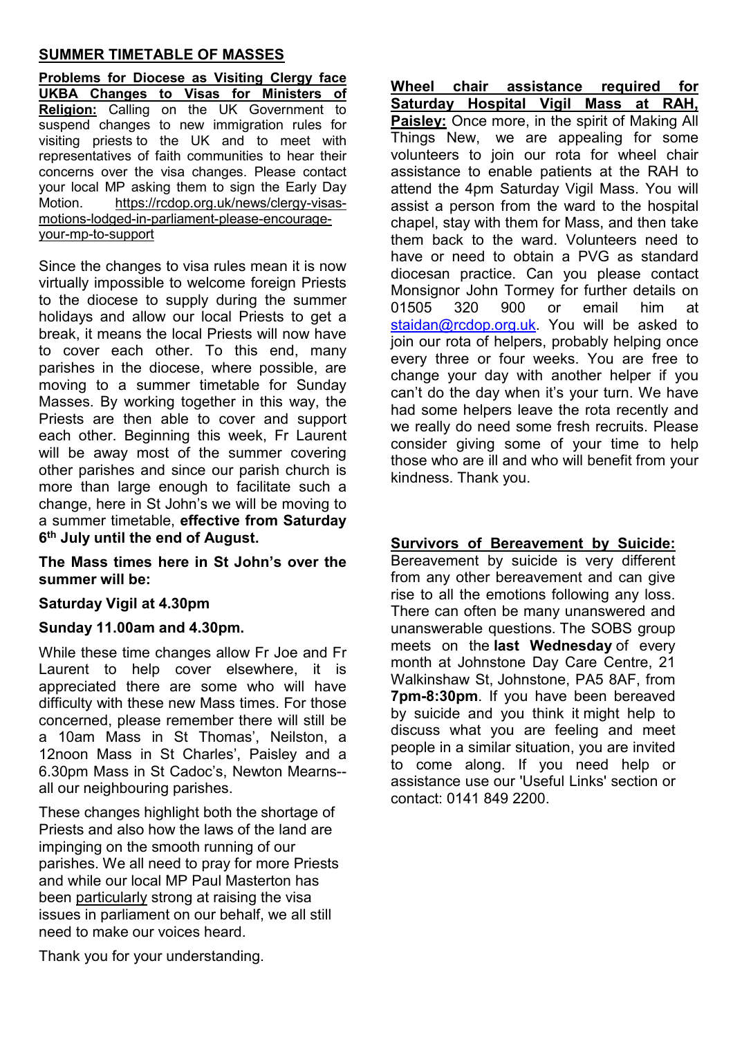## SUMMER TIMETABLE OF MASSES

**Problems for Diocese as Visiting Clergy face UKBA Changes to Visas for Ministers of Religion:** Calling on the UK Government to suspend changes to new immigration rules for visiting priests to the UK and to meet with representatives of faith communities to hear their concerns over the visa changes. Please contact your local MP asking them to sign the Early Day Motion. https://rcdop.org.uk/news/clergy-visas-motions-lodged-in-parliament-please-encourage-your-mp-to-support

Since the changes to visa rules mean it is now virtually impossible to welcome foreign Priests to the diocese to supply during the summer holidays and allow our local Priests to get a break, it means the local Priests will now have to cover each other. To this end, many parishes in the diocese, where possible, are moving to a summer timetable for Sunday Masses. By working together in this way, the Priests are then able to cover and support each other. Beginning this week, Fr Laurent will be away most of the summer covering other parishes and since our parish church is more than large enough to facilitate such a change, here in St John's we will be moving to a summer timetable, **effective from Saturday 6th July until the end of August.**

**The Mass times here in St John's over the summer will be:**

**Saturday Vigil at 4.30pm**

**Sunday 11.00am and 4.30pm.**

While these time changes allow Fr Joe and Fr Laurent to help cover elsewhere, it is appreciated there are some who will have difficulty with these new Mass times. For those concerned, please remember there will still be a 10am Mass in St Thomas', Neilston, a 12noon Mass in St Charles', Paisley and a 6.30pm Mass in St Cadoc's, Newton Mearns--all our neighbouring parishes.

These changes highlight both the shortage of Priests and also how the laws of the land are impinging on the smooth running of our parishes. We all need to pray for more Priests and while our local MP Paul Masterton has been particularly strong at raising the visa issues in parliament on our behalf, we all still need to make our voices heard.

Thank you for your understanding.

**Wheel chair assistance required for Saturday Hospital Vigil Mass at RAH, Paisley:** Once more, in the spirit of Making All Things New, we are appealing for some volunteers to join our rota for wheel chair assistance to enable patients at the RAH to attend the 4pm Saturday Vigil Mass. You will assist a person from the ward to the hospital chapel, stay with them for Mass, and then take them back to the ward. Volunteers need to have or need to obtain a PVG as standard diocesan practice. Can you please contact Monsignor John Tormey for further details on 01505 320 900 or email him at staidan@rcdop.org.uk. You will be asked to join our rota of helpers, probably helping once every three or four weeks. You are free to change your day with another helper if you can't do the day when it's your turn. We have had some helpers leave the rota recently and we really do need some fresh recruits. Please consider giving some of your time to help those who are ill and who will benefit from your kindness. Thank you.

**Survivors of Bereavement by Suicide:** Bereavement by suicide is very different from any other bereavement and can give rise to all the emotions following any loss. There can often be many unanswered and unanswerable questions. The SOBS group meets on the **last Wednesday** of every month at Johnstone Day Care Centre, 21 Walkinshaw St, Johnstone, PA5 8AF, from **7pm-8:30pm**. If you have been bereaved by suicide and you think it might help to discuss what you are feeling and meet people in a similar situation, you are invited to come along. If you need help or assistance use our 'Useful Links' section or contact: 0141 849 2200.